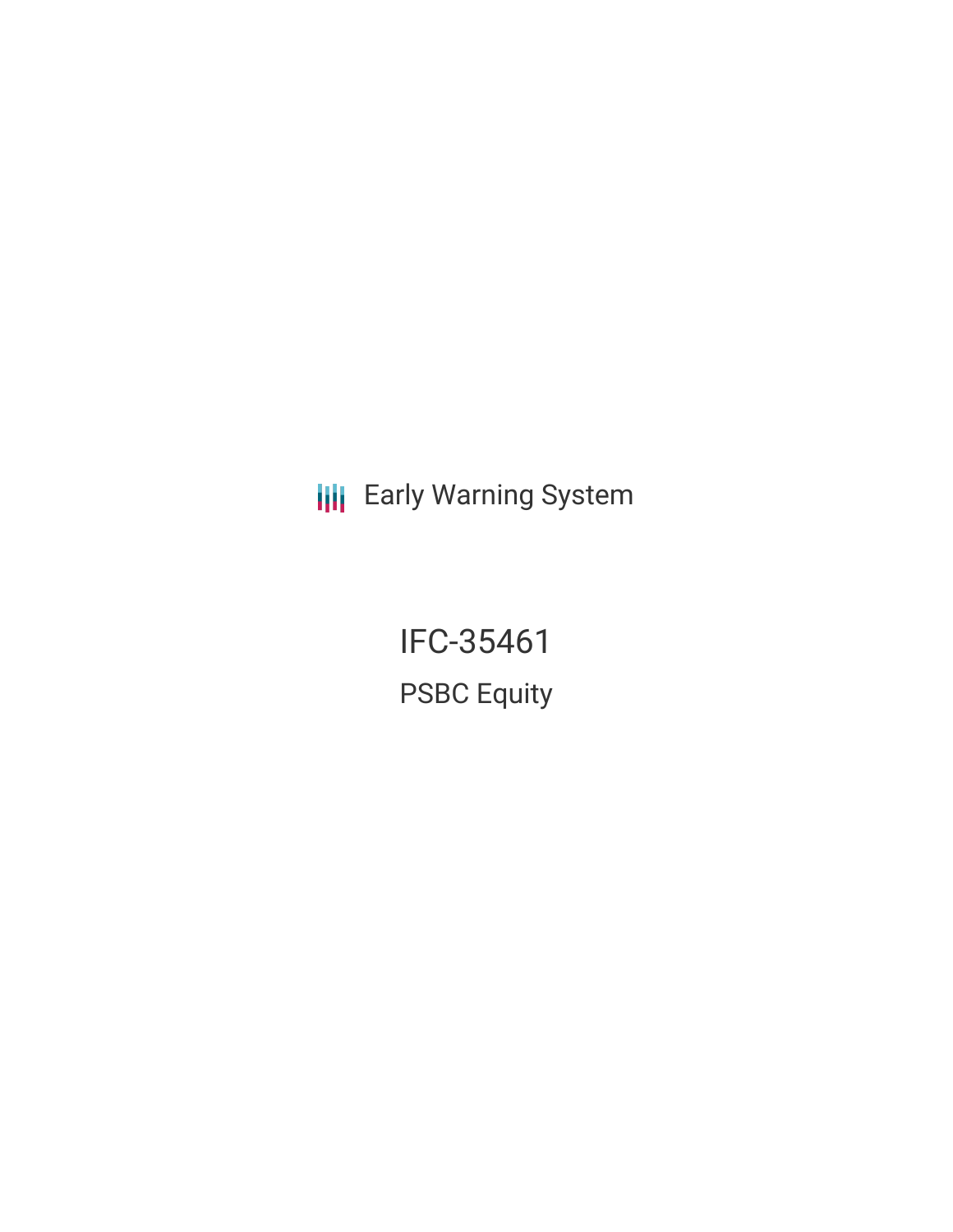Early Warning System

# IFC-35461

## PSBC Equity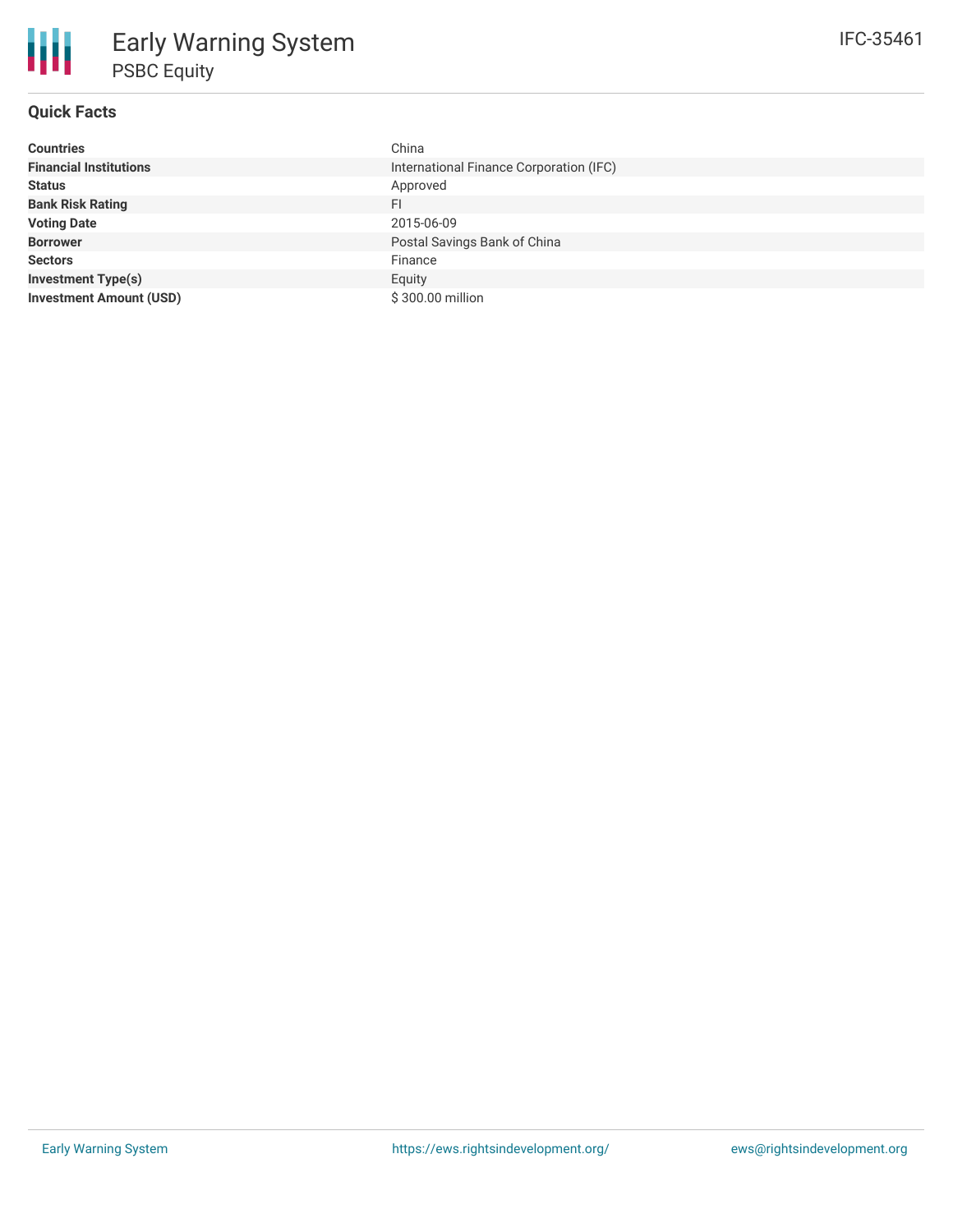# Early Warning System

## PSBC Equity

IFC-35461

### Quick Facts

| | |
|---|---|
| **Countries** | China |
| **Financial Institutions** | International Finance Corporation (IFC) |
| **Status** | Approved |
| **Bank Risk Rating** | FI |
| **Voting Date** | 2015-06-09 |
| **Borrower** | Postal Savings Bank of China |
| **Sectors** | Finance |
| **Investment Type(s)** | Equity |
| **Investment Amount (USD)** | $ 300.00 million |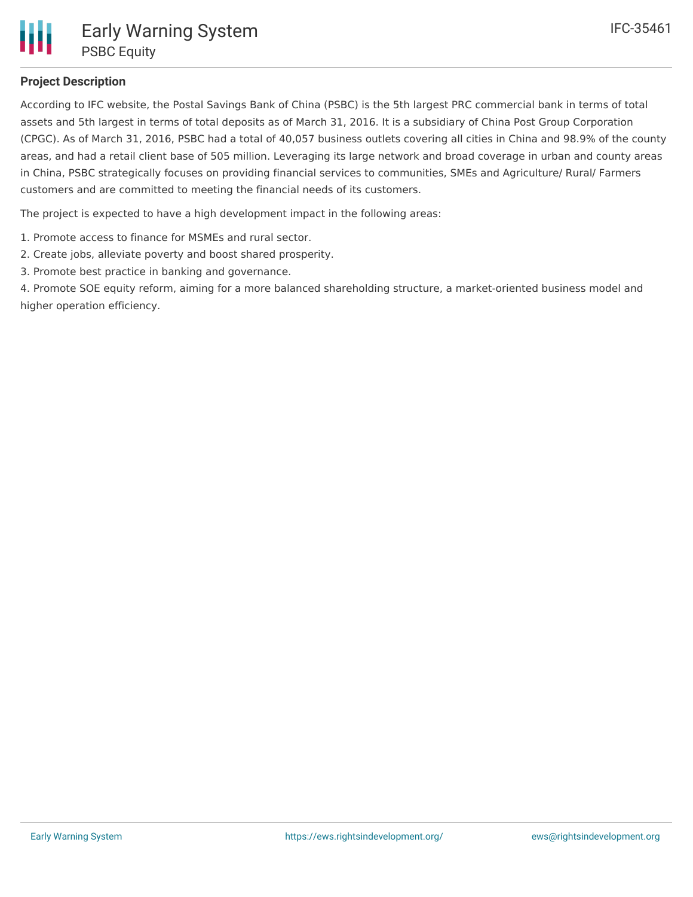## Project Description

According to IFC website, the Postal Savings Bank of China (PSBC) is the 5th largest PRC commercial bank in terms of total assets and 5th largest in terms of total deposits as of March 31, 2016. It is a subsidiary of China Post Group Corporation (CPGC). As of March 31, 2016, PSBC had a total of 40,057 business outlets covering all cities in China and 98.9% of the county areas, and had a retail client base of 505 million. Leveraging its large network and broad coverage in urban and county areas in China, PSBC strategically focuses on providing financial services to communities, SMEs and Agriculture/ Rural/ Farmers customers and are committed to meeting the financial needs of its customers.

The project is expected to have a high development impact in the following areas:

1. Promote access to finance for MSMEs and rural sector.
2. Create jobs, alleviate poverty and boost shared prosperity.
3. Promote best practice in banking and governance.
4. Promote SOE equity reform, aiming for a more balanced shareholding structure, a market-oriented business model and higher operation efficiency.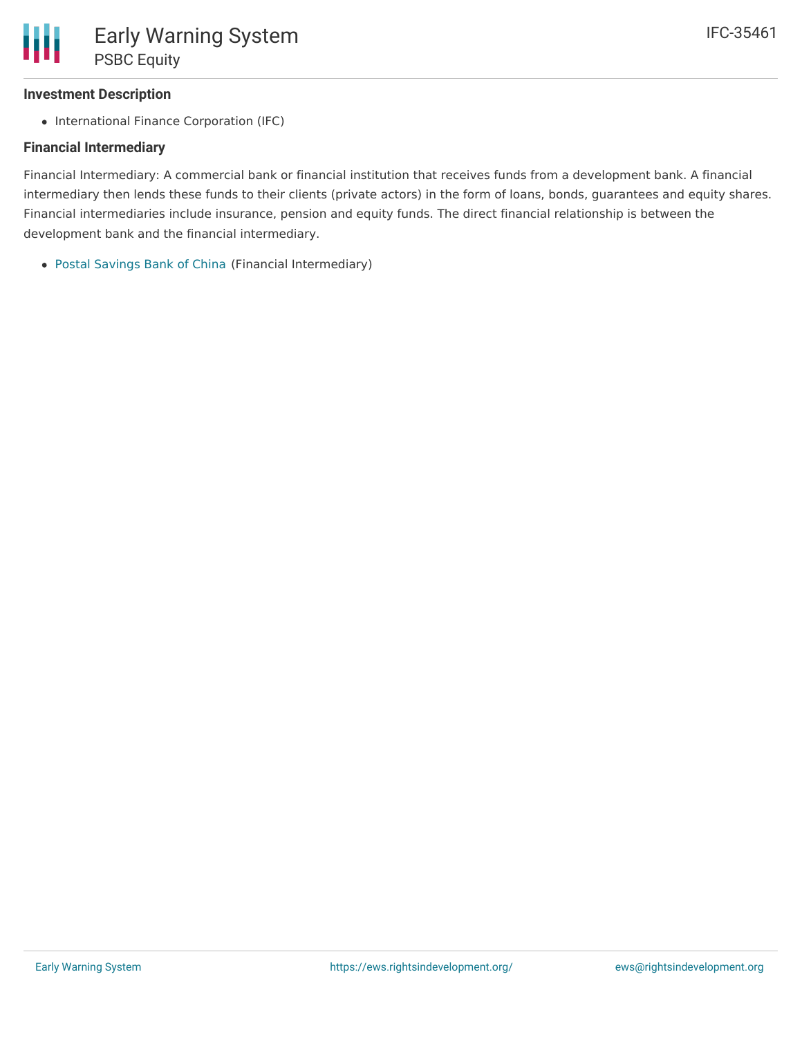### Investment Description

- International Finance Corporation (IFC)

### Financial Intermediary

Financial Intermediary: A commercial bank or financial institution that receives funds from a development bank. A financial intermediary then lends these funds to their clients (private actors) in the form of loans, bonds, guarantees and equity shares. Financial intermediaries include insurance, pension and equity funds. The direct financial relationship is between the development bank and the financial intermediary.

- Postal Savings Bank of China (Financial Intermediary)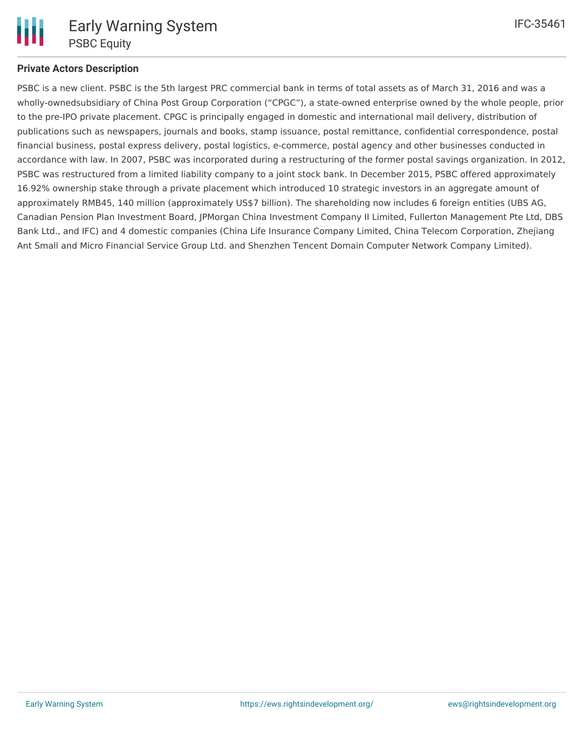**Private Actors Description**

PSBC is a new client. PSBC is the 5th largest PRC commercial bank in terms of total assets as of March 31, 2016 and was a wholly-ownedsubsidiary of China Post Group Corporation ("CPGC"), a state-owned enterprise owned by the whole people, prior to the pre-IPO private placement. CPGC is principally engaged in domestic and international mail delivery, distribution of publications such as newspapers, journals and books, stamp issuance, postal remittance, confidential correspondence, postal financial business, postal express delivery, postal logistics, e-commerce, postal agency and other businesses conducted in accordance with law. In 2007, PSBC was incorporated during a restructuring of the former postal savings organization. In 2012, PSBC was restructured from a limited liability company to a joint stock bank. In December 2015, PSBC offered approximately 16.92% ownership stake through a private placement which introduced 10 strategic investors in an aggregate amount of approximately RMB45, 140 million (approximately US$7 billion). The shareholding now includes 6 foreign entities (UBS AG, Canadian Pension Plan Investment Board, JPMorgan China Investment Company II Limited, Fullerton Management Pte Ltd, DBS Bank Ltd., and IFC) and 4 domestic companies (China Life Insurance Company Limited, China Telecom Corporation, Zhejiang Ant Small and Micro Financial Service Group Ltd. and Shenzhen Tencent Domain Computer Network Company Limited).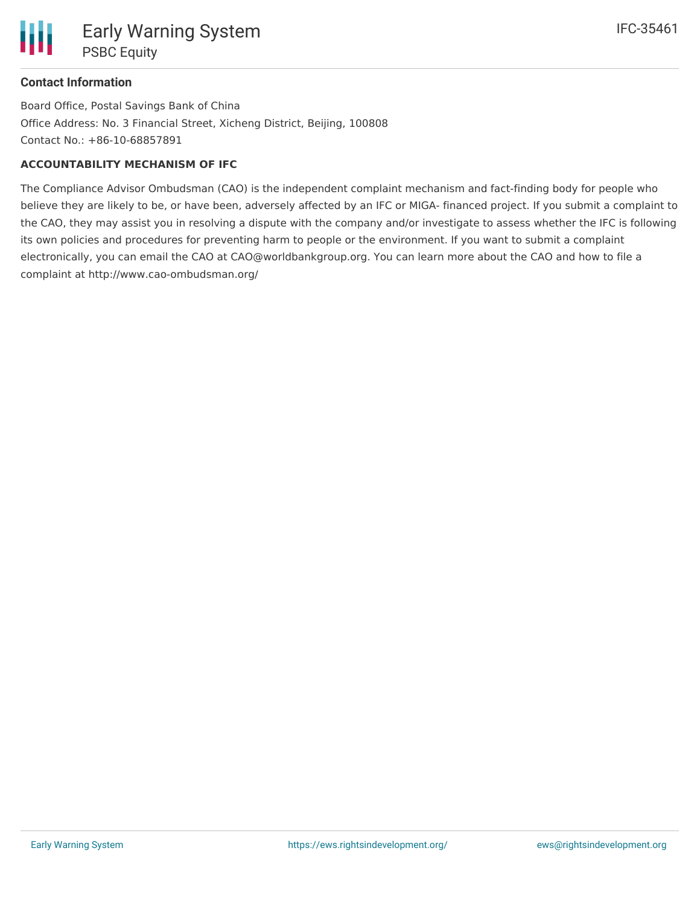**Contact Information**

Board Office, Postal Savings Bank of China
Office Address: No. 3 Financial Street, Xicheng District, Beijing, 100808
Contact No.: +86-10-68857891

**ACCOUNTABILITY MECHANISM OF IFC**

The Compliance Advisor Ombudsman (CAO) is the independent complaint mechanism and fact-finding body for people who believe they are likely to be, or have been, adversely affected by an IFC or MIGA- financed project. If you submit a complaint to the CAO, they may assist you in resolving a dispute with the company and/or investigate to assess whether the IFC is following its own policies and procedures for preventing harm to people or the environment. If you want to submit a complaint electronically, you can email the CAO at CAO@worldbankgroup.org. You can learn more about the CAO and how to file a complaint at http://www.cao-ombudsman.org/